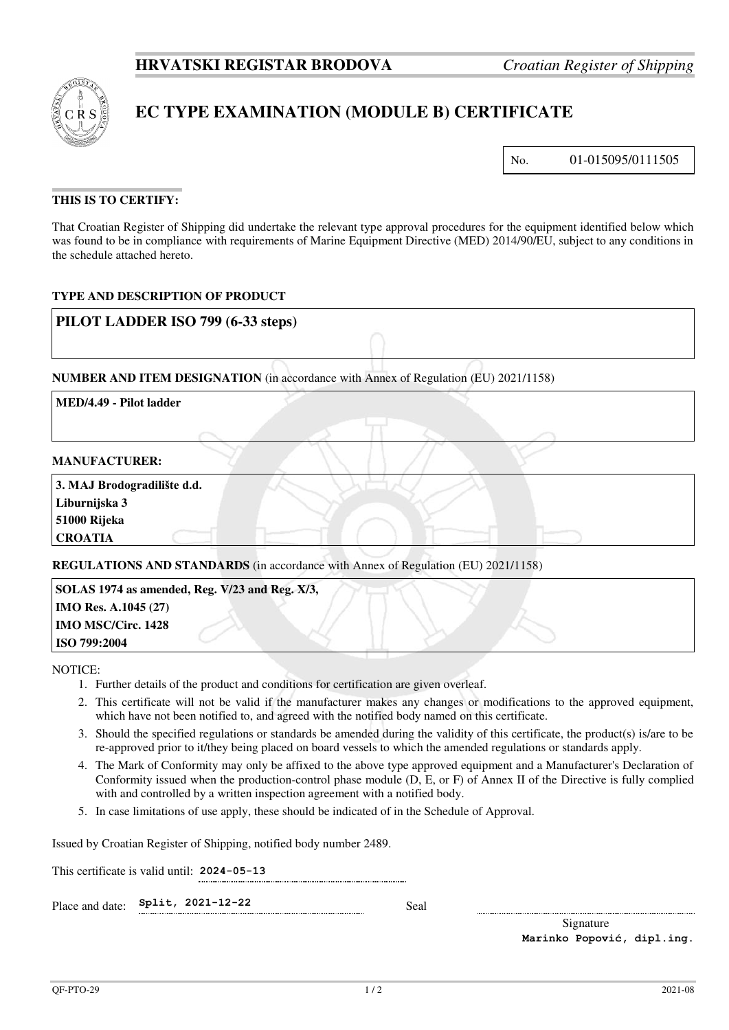**HRVATSKI REGISTAR BRODOVA** *Croatian Register of Shipping*

# EC TYPE EXAMINATION (MODULE B) CERTIFICATE

No. 01-015095/0111505

## THIS IS TO CERTIFY:

That Croatian Register of Shipping did undertake the relevant type approval procedures for the equipment identified below which was found to be in compliance with requirements of Marine Equipment Directive (MED) 2014/90/EU, subject to any conditions in the schedule attached hereto.

### TYPE AND DESCRIPTION OF PRODUCT

**PILOT LADDER ISO 799 (6-33 steps)**

### NUMBER AND ITEM DESIGNATION (in accordance with Annex of Regulation (EU) 2021/1158)

**MED/4.49 - Pilot ladder**

### MANUFACTURER:

**3. MAJ Brodogradilište d.d.**
**Liburnijska 3**
**51000 Rijeka**
**CROATIA**

### REGULATIONS AND STANDARDS (in accordance with Annex of Regulation (EU) 2021/1158)

**SOLAS 1974 as amended, Reg. V/23 and Reg. X/3,**
**IMO Res. A.1045 (27)**
**IMO MSC/Circ. 1428**
**ISO 799:2004**

NOTICE:

1. Further details of the product and conditions for certification are given overleaf.
2. This certificate will not be valid if the manufacturer makes any changes or modifications to the approved equipment, which have not been notified to, and agreed with the notified body named on this certificate.
3. Should the specified regulations or standards be amended during the validity of this certificate, the product(s) is/are to be re-approved prior to it/they being placed on board vessels to which the amended regulations or standards apply.
4. The Mark of Conformity may only be affixed to the above type approved equipment and a Manufacturer's Declaration of Conformity issued when the production-control phase module (D, E, or F) of Annex II of the Directive is fully complied with and controlled by a written inspection agreement with a notified body.
5. In case limitations of use apply, these should be indicated of in the Schedule of Approval.

Issued by Croatian Register of Shipping, notified body number 2489.

This certificate is valid until: 2024-05-13

Place and date: Split, 2021-12-22

Seal

Signature
Marinko Popović, dipl.ing.

QF-PTO-29 2021-08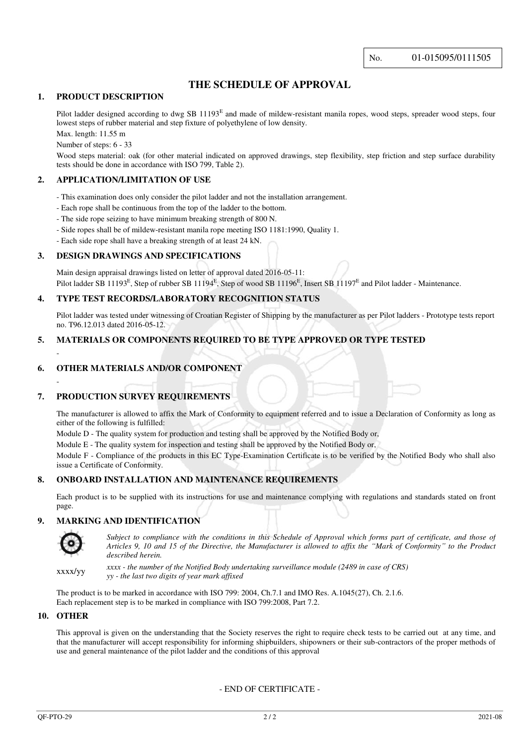No. 01-015095/0111505

# THE SCHEDULE OF APPROVAL

## 1. PRODUCT DESCRIPTION

Pilot ladder designed according to dwg SB 11193$^E$ and made of mildew-resistant manila ropes, wood steps, spreader wood steps, four lowest steps of rubber material and step fixture of polyethylene of low density.

Max. length: 11.55 m

Number of steps: 6 - 33

Wood steps material: oak (for other material indicated on approved drawings, step flexibility, step friction and step surface durability tests should be done in accordance with ISO 799, Table 2).

## 2. APPLICATION/LIMITATION OF USE

- This examination does only consider the pilot ladder and not the installation arrangement.
- Each rope shall be continuous from the top of the ladder to the bottom.
- The side rope seizing to have minimum breaking strength of 800 N.
- Side ropes shall be of mildew-resistant manila rope meeting ISO 1181:1990, Quality 1.
- Each side rope shall have a breaking strength of at least 24 kN.

## 3. DESIGN DRAWINGS AND SPECIFICATIONS

Main design appraisal drawings listed on letter of approval dated 2016-05-11:
Pilot ladder SB 11193$^E$, Step of rubber SB 11194$^E$, Step of wood SB 11196$^E$, Insert SB 11197$^E$ and Pilot ladder - Maintenance.

## 4. TYPE TEST RECORDS/LABORATORY RECOGNITION STATUS

Pilot ladder was tested under witnessing of Croatian Register of Shipping by the manufacturer as per Pilot ladders - Prototype tests report no. T96.12.013 dated 2016-05-12.

## 5. MATERIALS OR COMPONENTS REQUIRED TO BE TYPE APPROVED OR TYPE TESTED

-

## 6. OTHER MATERIALS AND/OR COMPONENT

-

## 7. PRODUCTION SURVEY REQUIREMENTS

The manufacturer is allowed to affix the Mark of Conformity to equipment referred and to issue a Declaration of Conformity as long as either of the following is fulfilled:

Module D - The quality system for production and testing shall be approved by the Notified Body or,

Module E - The quality system for inspection and testing shall be approved by the Notified Body or,

Module F - Compliance of the products in this EC Type-Examination Certificate is to be verified by the Notified Body who shall also issue a Certificate of Conformity.

## 8. ONBOARD INSTALLATION AND MAINTENANCE REQUIREMENTS

Each product is to be supplied with its instructions for use and maintenance complying with regulations and standards stated on front page.

## 9. MARKING AND IDENTIFICATION

*Subject to compliance with the conditions in this Schedule of Approval which forms part of certificate, and those of Articles 9, 10 and 15 of the Directive, the Manufacturer is allowed to affix the "Mark of Conformity" to the Product described herein.*

xxxx/yy

*xxxx - the number of the Notified Body undertaking surveillance module (2489 in case of CRS)*
*yy - the last two digits of year mark affixed*

The product is to be marked in accordance with ISO 799: 2004, Ch.7.1 and IMO Res. A.1045(27), Ch. 2.1.6.
Each replacement step is to be marked in compliance with ISO 799:2008, Part 7.2.

## 10. OTHER

This approval is given on the understanding that the Society reserves the right to require check tests to be carried out at any time, and that the manufacturer will accept responsibility for informing shipbuilders, shipowners or their sub-contractors of the proper methods of use and general maintenance of the pilot ladder and the conditions of this approval

- END OF CERTIFICATE -

QF-PTO-29 2021-08